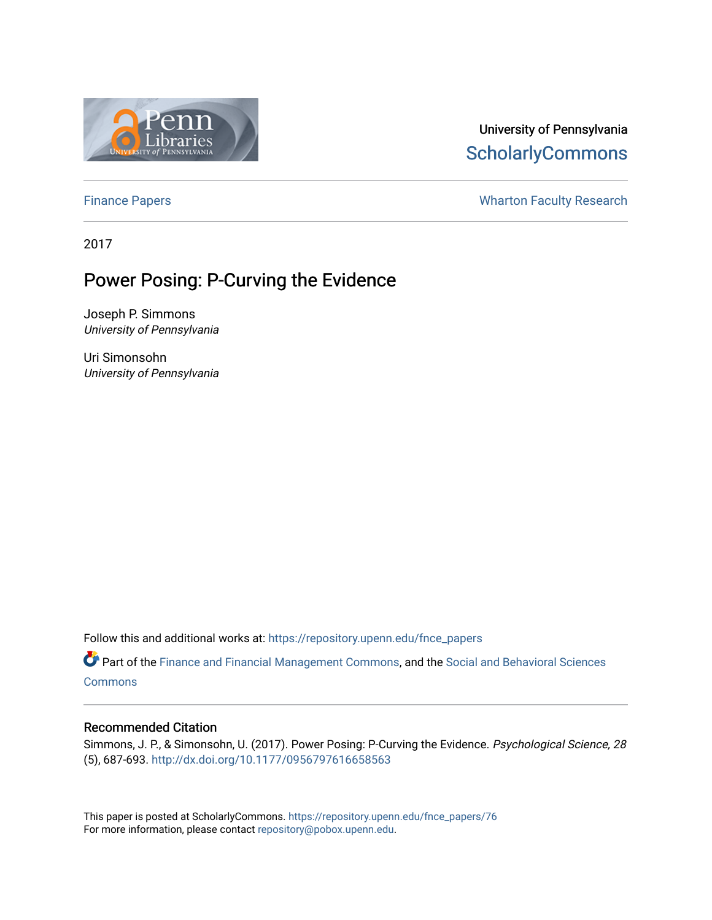University of Pennsylvania
ScholarlyCommons

Finance Papers

Wharton Faculty Research

2017

# Power Posing: P-Curving the Evidence

Joseph P. Simmons
*University of Pennsylvania*

Uri Simonsohn
*University of Pennsylvania*

Follow this and additional works at: https://repository.upenn.edu/fnce_papers

Part of the Finance and Financial Management Commons, and the Social and Behavioral Sciences Commons

## Recommended Citation

Simmons, J. P., & Simonsohn, U. (2017). Power Posing: P-Curving the Evidence. *Psychological Science, 28* (5), 687-693. http://dx.doi.org/10.1177/0956797616658563

This paper is posted at ScholarlyCommons. https://repository.upenn.edu/fnce_papers/76
For more information, please contact repository@pobox.upenn.edu.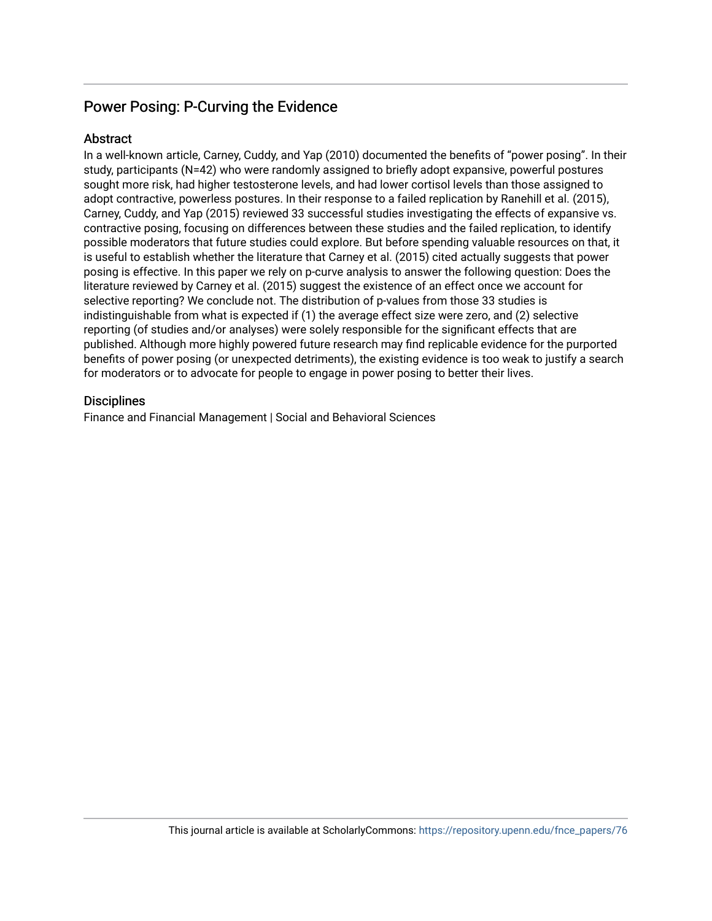## Power Posing: P-Curving the Evidence

### Abstract

In a well-known article, Carney, Cuddy, and Yap (2010) documented the benefits of "power posing". In their study, participants (N=42) who were randomly assigned to briefly adopt expansive, powerful postures sought more risk, had higher testosterone levels, and had lower cortisol levels than those assigned to adopt contractive, powerless postures. In their response to a failed replication by Ranehill et al. (2015), Carney, Cuddy, and Yap (2015) reviewed 33 successful studies investigating the effects of expansive vs. contractive posing, focusing on differences between these studies and the failed replication, to identify possible moderators that future studies could explore. But before spending valuable resources on that, it is useful to establish whether the literature that Carney et al. (2015) cited actually suggests that power posing is effective. In this paper we rely on p-curve analysis to answer the following question: Does the literature reviewed by Carney et al. (2015) suggest the existence of an effect once we account for selective reporting? We conclude not. The distribution of p-values from those 33 studies is indistinguishable from what is expected if (1) the average effect size were zero, and (2) selective reporting (of studies and/or analyses) were solely responsible for the significant effects that are published. Although more highly powered future research may find replicable evidence for the purported benefits of power posing (or unexpected detriments), the existing evidence is too weak to justify a search for moderators or to advocate for people to engage in power posing to better their lives.

### Disciplines

Finance and Financial Management | Social and Behavioral Sciences

This journal article is available at ScholarlyCommons: https://repository.upenn.edu/fnce_papers/76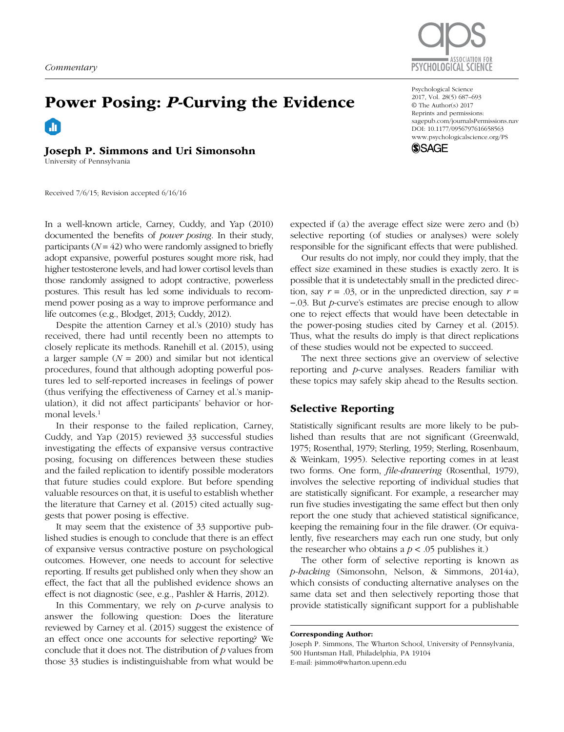Commentary

# Power Posing: *P*-Curving the Evidence

**Joseph P. Simmons and Uri Simonsohn**
University of Pennsylvania

Psychological Science
2017, Vol. 28(5) 687–693
© The Author(s) 2017
Reprints and permissions:
sagepub.com/journalsPermissions.nav
DOI: 10.1177/0956797616658563
www.psychologicalscience.org/PS

Received 7/6/15; Revision accepted 6/16/16

In a well-known article, Carney, Cuddy, and Yap (2010) documented the benefits of *power posing*. In their study, participants ($N = 42$) who were randomly assigned to briefly adopt expansive, powerful postures sought more risk, had higher testosterone levels, and had lower cortisol levels than those randomly assigned to adopt contractive, powerless postures. This result has led some individuals to recommend power posing as a way to improve performance and life outcomes (e.g., Blodget, 2013; Cuddy, 2012).

Despite the attention Carney et al.'s (2010) study has received, there had until recently been no attempts to closely replicate its methods. Ranehill et al. (2015), using a larger sample ($N = 200$) and similar but not identical procedures, found that although adopting powerful postures led to self-reported increases in feelings of power (thus verifying the effectiveness of Carney et al.'s manipulation), it did not affect participants' behavior or hormonal levels.[1]

In their response to the failed replication, Carney, Cuddy, and Yap (2015) reviewed 33 successful studies investigating the effects of expansive versus contractive posing, focusing on differences between these studies and the failed replication to identify possible moderators that future studies could explore. But before spending valuable resources on that, it is useful to establish whether the literature that Carney et al. (2015) cited actually suggests that power posing is effective.

It may seem that the existence of 33 supportive published studies is enough to conclude that there is an effect of expansive versus contractive posture on psychological outcomes. However, one needs to account for selective reporting. If results get published only when they show an effect, the fact that all the published evidence shows an effect is not diagnostic (see, e.g., Pashler & Harris, 2012).

In this Commentary, we rely on *p*-curve analysis to answer the following question: Does the literature reviewed by Carney et al. (2015) suggest the existence of an effect once one accounts for selective reporting? We conclude that it does not. The distribution of *p* values from those 33 studies is indistinguishable from what would be expected if (a) the average effect size were zero and (b) selective reporting (of studies or analyses) were solely responsible for the significant effects that were published.

Our results do not imply, nor could they imply, that the effect size examined in these studies is exactly zero. It is possible that it is undetectably small in the predicted direction, say $r = .03$, or in the unpredicted direction, say $r = -.03$. But *p*-curve's estimates are precise enough to allow one to reject effects that would have been detectable in the power-posing studies cited by Carney et al. (2015). Thus, what the results do imply is that direct replications of these studies would not be expected to succeed.

The next three sections give an overview of selective reporting and *p*-curve analyses. Readers familiar with these topics may safely skip ahead to the Results section.

## Selective Reporting

Statistically significant results are more likely to be published than results that are not significant (Greenwald, 1975; Rosenthal, 1979; Sterling, 1959; Sterling, Rosenbaum, & Weinkam, 1995). Selective reporting comes in at least two forms. One form, *file-drawering* (Rosenthal, 1979), involves the selective reporting of individual studies that are statistically significant. For example, a researcher may run five studies investigating the same effect but then only report the one study that achieved statistical significance, keeping the remaining four in the file drawer. (Or equivalently, five researchers may each run one study, but only the researcher who obtains a $p < .05$ publishes it.)

The other form of selective reporting is known as *p-hacking* (Simonsohn, Nelson, & Simmons, 2014a), which consists of conducting alternative analyses on the same data set and then selectively reporting those that provide statistically significant support for a publishable

**Corresponding Author:**
Joseph P. Simmons, The Wharton School, University of Pennsylvania, 500 Huntsman Hall, Philadelphia, PA 19104
E-mail: jsimmo@wharton.upenn.edu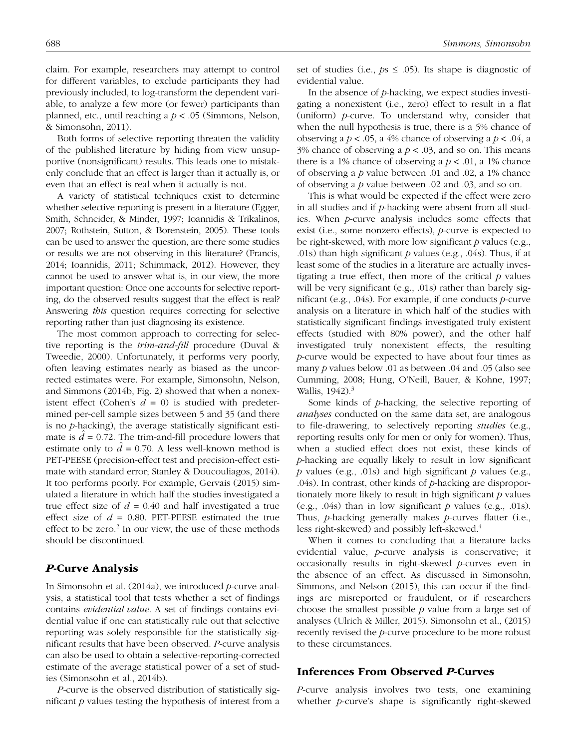claim. For example, researchers may attempt to control for different variables, to exclude participants they had previously included, to log-transform the dependent variable, to analyze a few more (or fewer) participants than planned, etc., until reaching a $p < .05$ (Simmons, Nelson, & Simonsohn, 2011).

Both forms of selective reporting threaten the validity of the published literature by hiding from view unsupportive (nonsignificant) results. This leads one to mistakenly conclude that an effect is larger than it actually is, or even that an effect is real when it actually is not.

A variety of statistical techniques exist to determine whether selective reporting is present in a literature (Egger, Smith, Schneider, & Minder, 1997; Ioannidis & Trikalinos, 2007; Rothstein, Sutton, & Borenstein, 2005). These tools can be used to answer the question, are there some studies or results we are not observing in this literature? (Francis, 2014; Ioannidis, 2011; Schimmack, 2012). However, they cannot be used to answer what is, in our view, the more important question: Once one accounts for selective reporting, do the observed results suggest that the effect is real? Answering *this* question requires correcting for selective reporting rather than just diagnosing its existence.

The most common approach to correcting for selective reporting is the *trim-and-fill* procedure (Duval & Tweedie, 2000). Unfortunately, it performs very poorly, often leaving estimates nearly as biased as the uncorrected estimates were. For example, Simonsohn, Nelson, and Simmons (2014b, Fig. 2) showed that when a nonexistent effect (Cohen's $d = 0$) is studied with predetermined per-cell sample sizes between 5 and 35 (and there is no $p$-hacking), the average statistically significant estimate is $\hat{d} = 0.72$. The trim-and-fill procedure lowers that estimate only to $\hat{d} = 0.70$. A less well-known method is PET-PEESE (precision-effect test and precision-effect estimate with standard error; Stanley & Doucouliagos, 2014). It too performs poorly. For example, Gervais (2015) simulated a literature in which half the studies investigated a true effect size of $d = 0.40$ and half investigated a true effect size of $d = 0.80$. PET-PEESE estimated the true effect to be zero.[2] In our view, the use of these methods should be discontinued.

## *P*-Curve Analysis

In Simonsohn et al. (2014a), we introduced $p$-curve analysis, a statistical tool that tests whether a set of findings contains *evidential value*. A set of findings contains evidential value if one can statistically rule out that selective reporting was solely responsible for the statistically significant results that have been observed. *P*-curve analysis can also be used to obtain a selective-reporting-corrected estimate of the average statistical power of a set of studies (Simonsohn et al., 2014b).

*P*-curve is the observed distribution of statistically significant $p$ values testing the hypothesis of interest from a set of studies (i.e., $p\text{s} \leq .05$). Its shape is diagnostic of evidential value.

In the absence of $p$-hacking, we expect studies investigating a nonexistent (i.e., zero) effect to result in a flat (uniform) $p$-curve. To understand why, consider that when the null hypothesis is true, there is a 5% chance of observing a $p < .05$, a 4% chance of observing a $p < .04$, a 3% chance of observing a $p < .03$, and so on. This means there is a 1% chance of observing a $p < .01$, a 1% chance of observing a $p$ value between .01 and .02, a 1% chance of observing a $p$ value between .02 and .03, and so on.

This is what would be expected if the effect were zero in all studies and if $p$-hacking were absent from all studies. When $p$-curve analysis includes some effects that exist (i.e., some nonzero effects), $p$-curve is expected to be right-skewed, with more low significant $p$ values (e.g., .01s) than high significant $p$ values (e.g., .04s). Thus, if at least some of the studies in a literature are actually investigating a true effect, then more of the critical $p$ values will be very significant (e.g., .01s) rather than barely significant (e.g., .04s). For example, if one conducts $p$-curve analysis on a literature in which half of the studies with statistically significant findings investigated truly existent effects (studied with 80% power), and the other half investigated truly nonexistent effects, the resulting $p$-curve would be expected to have about four times as many $p$ values below .01 as between .04 and .05 (also see Cumming, 2008; Hung, O'Neill, Bauer, & Kohne, 1997; Wallis, 1942).[3]

Some kinds of $p$-hacking, the selective reporting of *analyses* conducted on the same data set, are analogous to file-drawering, to selectively reporting *studies* (e.g., reporting results only for men or only for women). Thus, when a studied effect does not exist, these kinds of $p$-hacking are equally likely to result in low significant $p$ values (e.g., .01s) and high significant $p$ values (e.g., .04s). In contrast, other kinds of $p$-hacking are disproportionately more likely to result in high significant $p$ values (e.g., .04s) than in low significant $p$ values (e.g., .01s). Thus, $p$-hacking generally makes $p$-curves flatter (i.e., less right-skewed) and possibly left-skewed.[4]

When it comes to concluding that a literature lacks evidential value, $p$-curve analysis is conservative; it occasionally results in right-skewed $p$-curves even in the absence of an effect. As discussed in Simonsohn, Simmons, and Nelson (2015), this can occur if the findings are misreported or fraudulent, or if researchers choose the smallest possible $p$ value from a large set of analyses (Ulrich & Miller, 2015). Simonsohn et al., (2015) recently revised the $p$-curve procedure to be more robust to these circumstances.

## Inferences From Observed *P*-Curves

*P*-curve analysis involves two tests, one examining whether $p$-curve's shape is significantly right-skewed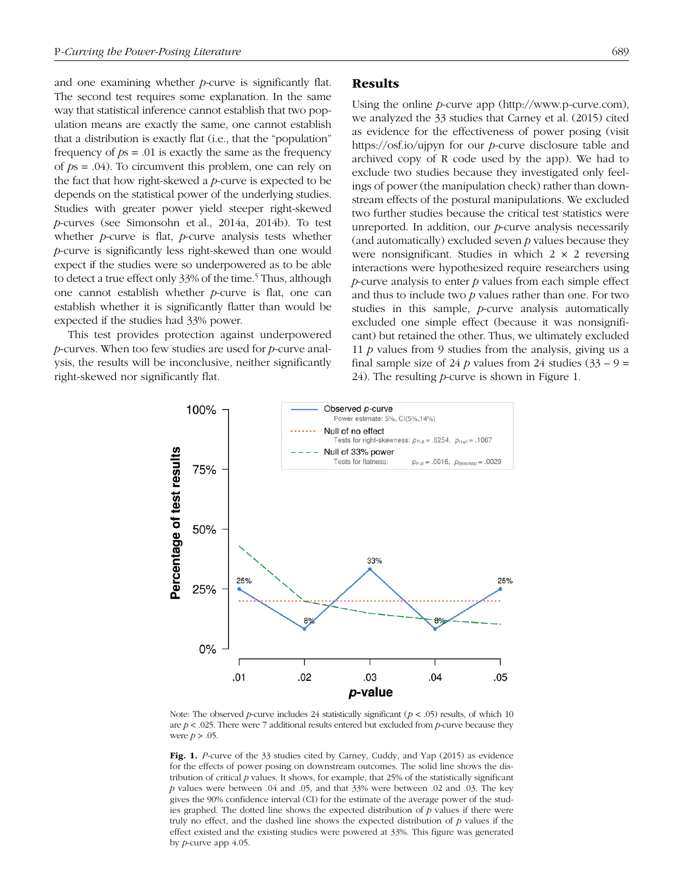and one examining whether *p*-curve is significantly flat. The second test requires some explanation. In the same way that statistical inference cannot establish that two population means are exactly the same, one cannot establish that a distribution is exactly flat (i.e., that the "population" frequency of *p*s = .01 is exactly the same as the frequency of *p*s = .04). To circumvent this problem, one can rely on the fact that how right-skewed a *p*-curve is expected to be depends on the statistical power of the underlying studies. Studies with greater power yield steeper right-skewed *p*-curves (see Simonsohn et al., 2014a, 2014b). To test whether *p*-curve is flat, *p*-curve analysis tests whether *p*-curve is significantly less right-skewed than one would expect if the studies were so underpowered as to be able to detect a true effect only 33% of the time.[5] Thus, although one cannot establish whether *p*-curve is flat, one can establish whether it is significantly flatter than would be expected if the studies had 33% power.

This test provides protection against underpowered *p*-curves. When too few studies are used for *p*-curve analysis, the results will be inconclusive, neither significantly right-skewed nor significantly flat.

## Results

Using the online *p*-curve app (http://www.p-curve.com), we analyzed the 33 studies that Carney et al. (2015) cited as evidence for the effectiveness of power posing (visit https://osf.io/ujpyn for our *p*-curve disclosure table and archived copy of R code used by the app). We had to exclude two studies because they investigated only feelings of power (the manipulation check) rather than downstream effects of the postural manipulations. We excluded two further studies because the critical test statistics were unreported. In addition, our *p*-curve analysis necessarily (and automatically) excluded seven *p* values because they were nonsignificant. Studies in which 2 × 2 reversing interactions were hypothesized require researchers using *p*-curve analysis to enter *p* values from each simple effect and thus to include two *p* values rather than one. For two studies in this sample, *p*-curve analysis automatically excluded one simple effect (because it was nonsignificant) but retained the other. Thus, we ultimately excluded 11 *p* values from 9 studies from the analysis, giving us a final sample size of 24 *p* values from 24 studies (33 – 9 = 24). The resulting *p*-curve is shown in Figure 1.

Observed *p*-curve — Power estimate: 5%, CI(5%,14%)
Null of no effect — Tests for right-skewness: $p_{Full} = .6254$, $p_{Half} = .1067$
Null of 33% power — Tests for flatness: $p_{Full} = .0016$, $p_{Binomial} = .0029$

Note: The observed *p*-curve includes 24 statistically significant ($p < .05$) results, of which 10 are $p < .025$. There were 7 additional results entered but excluded from *p*-curve because they were $p > .05$.

**Fig. 1.** *P*-curve of the 33 studies cited by Carney, Cuddy, and Yap (2015) as evidence for the effects of power posing on downstream outcomes. The solid line shows the distribution of critical *p* values. It shows, for example, that 25% of the statistically significant *p* values were between .04 and .05, and that 33% were between .02 and .03. The key gives the 90% confidence interval (CI) for the estimate of the average power of the studies graphed. The dotted line shows the expected distribution of *p* values if there were truly no effect, and the dashed line shows the expected distribution of *p* values if the effect existed and the existing studies were powered at 33%. This figure was generated by *p*-curve app 4.05.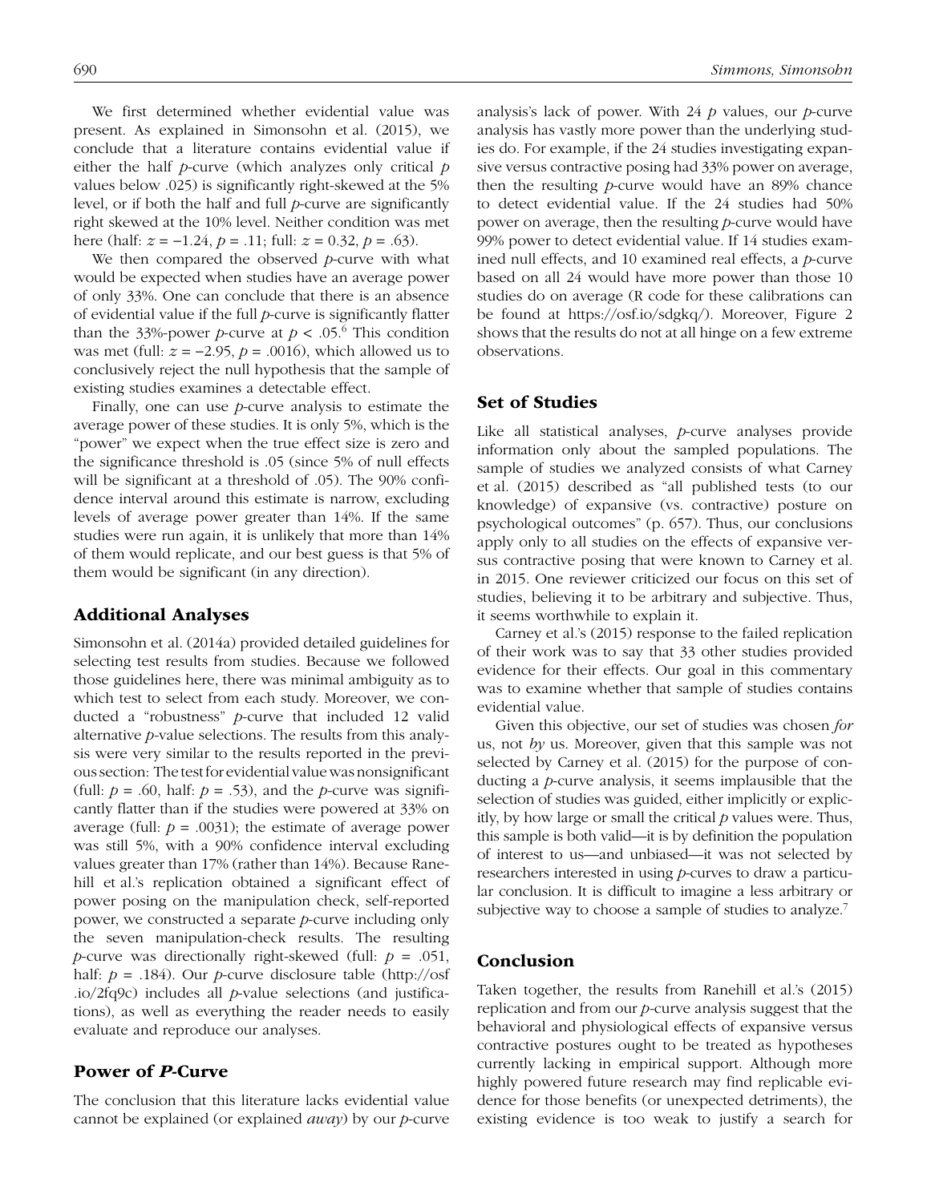We first determined whether evidential value was present. As explained in Simonsohn et al. (2015), we conclude that a literature contains evidential value if either the half *p*-curve (which analyzes only critical *p* values below .025) is significantly right-skewed at the 5% level, or if both the half and full *p*-curve are significantly right skewed at the 10% level. Neither condition was met here (half: $z = -1.24$, $p = .11$; full: $z = 0.32$, $p = .63$).

We then compared the observed *p*-curve with what would be expected when studies have an average power of only 33%. One can conclude that there is an absence of evidential value if the full *p*-curve is significantly flatter than the 33%-power *p*-curve at $p < .05$.[6] This condition was met (full: $z = -2.95$, $p = .0016$), which allowed us to conclusively reject the null hypothesis that the sample of existing studies examines a detectable effect.

Finally, one can use *p*-curve analysis to estimate the average power of these studies. It is only 5%, which is the "power" we expect when the true effect size is zero and the significance threshold is .05 (since 5% of null effects will be significant at a threshold of .05). The 90% confidence interval around this estimate is narrow, excluding levels of average power greater than 14%. If the same studies were run again, it is unlikely that more than 14% of them would replicate, and our best guess is that 5% of them would be significant (in any direction).

## Additional Analyses

Simonsohn et al. (2014a) provided detailed guidelines for selecting test results from studies. Because we followed those guidelines here, there was minimal ambiguity as to which test to select from each study. Moreover, we conducted a "robustness" *p*-curve that included 12 valid alternative *p*-value selections. The results from this analysis were very similar to the results reported in the previous section: The test for evidential value was nonsignificant (full: $p = .60$, half: $p = .53$), and the *p*-curve was significantly flatter than if the studies were powered at 33% on average (full: $p = .0031$); the estimate of average power was still 5%, with a 90% confidence interval excluding values greater than 17% (rather than 14%). Because Ranehill et al.'s replication obtained a significant effect of power posing on the manipulation check, self-reported power, we constructed a separate *p*-curve including only the seven manipulation-check results. The resulting *p*-curve was directionally right-skewed (full: $p = .051$, half: $p = .184$). Our *p*-curve disclosure table (http://osf.io/2fq9c) includes all *p*-value selections (and justifications), as well as everything the reader needs to easily evaluate and reproduce our analyses.

## Power of *P*-Curve

The conclusion that this literature lacks evidential value cannot be explained (or explained *away*) by our *p*-curve analysis's lack of power. With 24 *p* values, our *p*-curve analysis has vastly more power than the underlying studies do. For example, if the 24 studies investigating expansive versus contractive posing had 33% power on average, then the resulting *p*-curve would have an 89% chance to detect evidential value. If the 24 studies had 50% power on average, then the resulting *p*-curve would have 99% power to detect evidential value. If 14 studies examined null effects, and 10 examined real effects, a *p*-curve based on all 24 would have more power than those 10 studies do on average (R code for these calibrations can be found at https://osf.io/sdgkq/). Moreover, Figure 2 shows that the results do not at all hinge on a few extreme observations.

## Set of Studies

Like all statistical analyses, *p*-curve analyses provide information only about the sampled populations. The sample of studies we analyzed consists of what Carney et al. (2015) described as "all published tests (to our knowledge) of expansive (vs. contractive) posture on psychological outcomes" (p. 657). Thus, our conclusions apply only to all studies on the effects of expansive versus contractive posing that were known to Carney et al. in 2015. One reviewer criticized our focus on this set of studies, believing it to be arbitrary and subjective. Thus, it seems worthwhile to explain it.

Carney et al.'s (2015) response to the failed replication of their work was to say that 33 other studies provided evidence for their effects. Our goal in this commentary was to examine whether that sample of studies contains evidential value.

Given this objective, our set of studies was chosen *for* us, not *by* us. Moreover, given that this sample was not selected by Carney et al. (2015) for the purpose of conducting a *p*-curve analysis, it seems implausible that the selection of studies was guided, either implicitly or explicitly, by how large or small the critical *p* values were. Thus, this sample is both valid—it is by definition the population of interest to us—and unbiased—it was not selected by researchers interested in using *p*-curves to draw a particular conclusion. It is difficult to imagine a less arbitrary or subjective way to choose a sample of studies to analyze.[7]

## Conclusion

Taken together, the results from Ranehill et al.'s (2015) replication and from our *p*-curve analysis suggest that the behavioral and physiological effects of expansive versus contractive postures ought to be treated as hypotheses currently lacking in empirical support. Although more highly powered future research may find replicable evidence for those benefits (or unexpected detriments), the existing evidence is too weak to justify a search for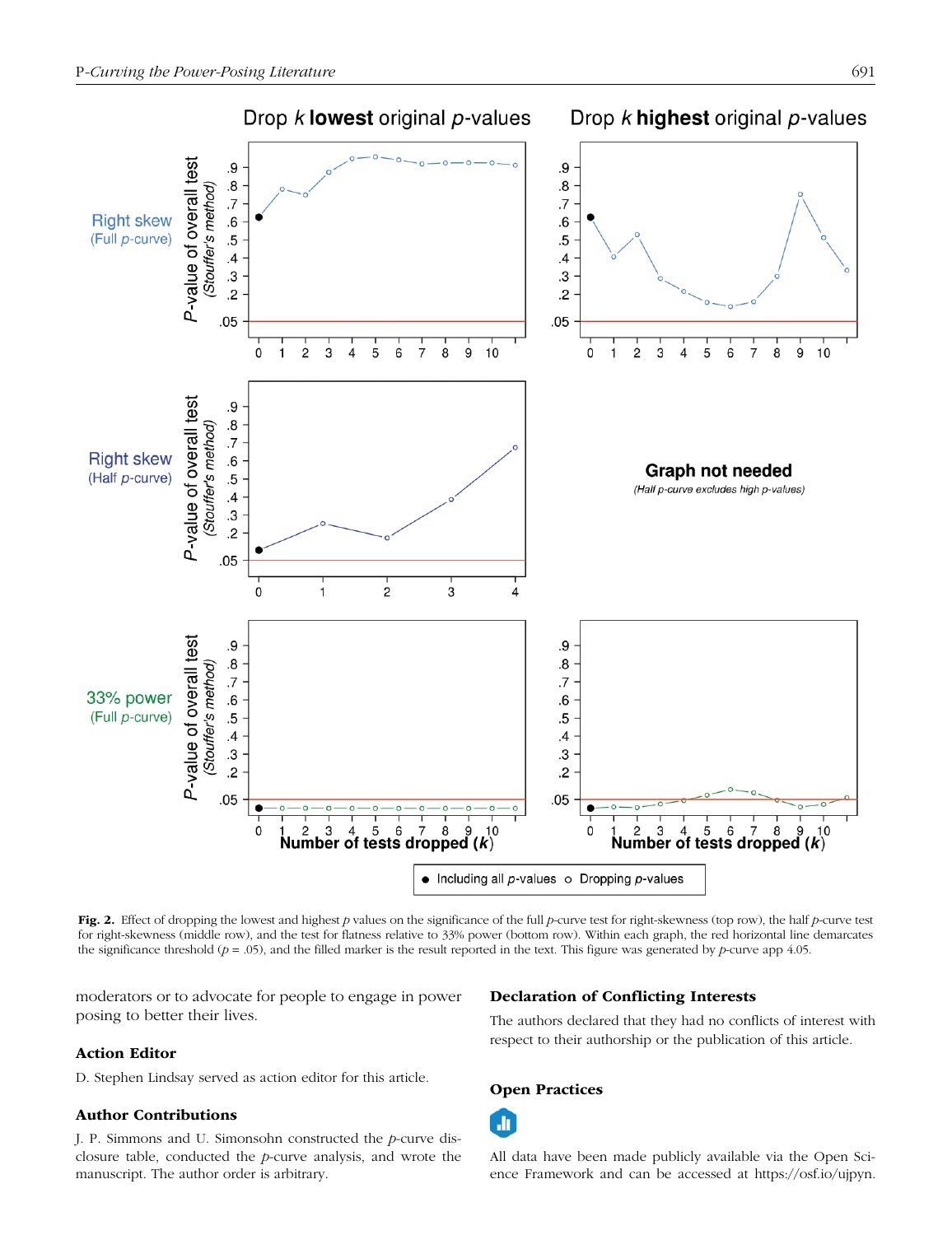**Fig. 2.** Effect of dropping the lowest and highest $p$ values on the significance of the full $p$-curve test for right-skewness (top row), the half $p$-curve test for right-skewness (middle row), and the test for flatness relative to 33% power (bottom row). Within each graph, the red horizontal line demarcates the significance threshold ($p = .05$), and the filled marker is the result reported in the text. This figure was generated by $p$-curve app 4.05.

moderators or to advocate for people to engage in power posing to better their lives.

### Action Editor

D. Stephen Lindsay served as action editor for this article.

### Author Contributions

J. P. Simmons and U. Simonsohn constructed the $p$-curve disclosure table, conducted the $p$-curve analysis, and wrote the manuscript. The author order is arbitrary.

### Declaration of Conflicting Interests

The authors declared that they had no conflicts of interest with respect to their authorship or the publication of this article.

### Open Practices

All data have been made publicly available via the Open Science Framework and can be accessed at https://osf.io/ujpyn.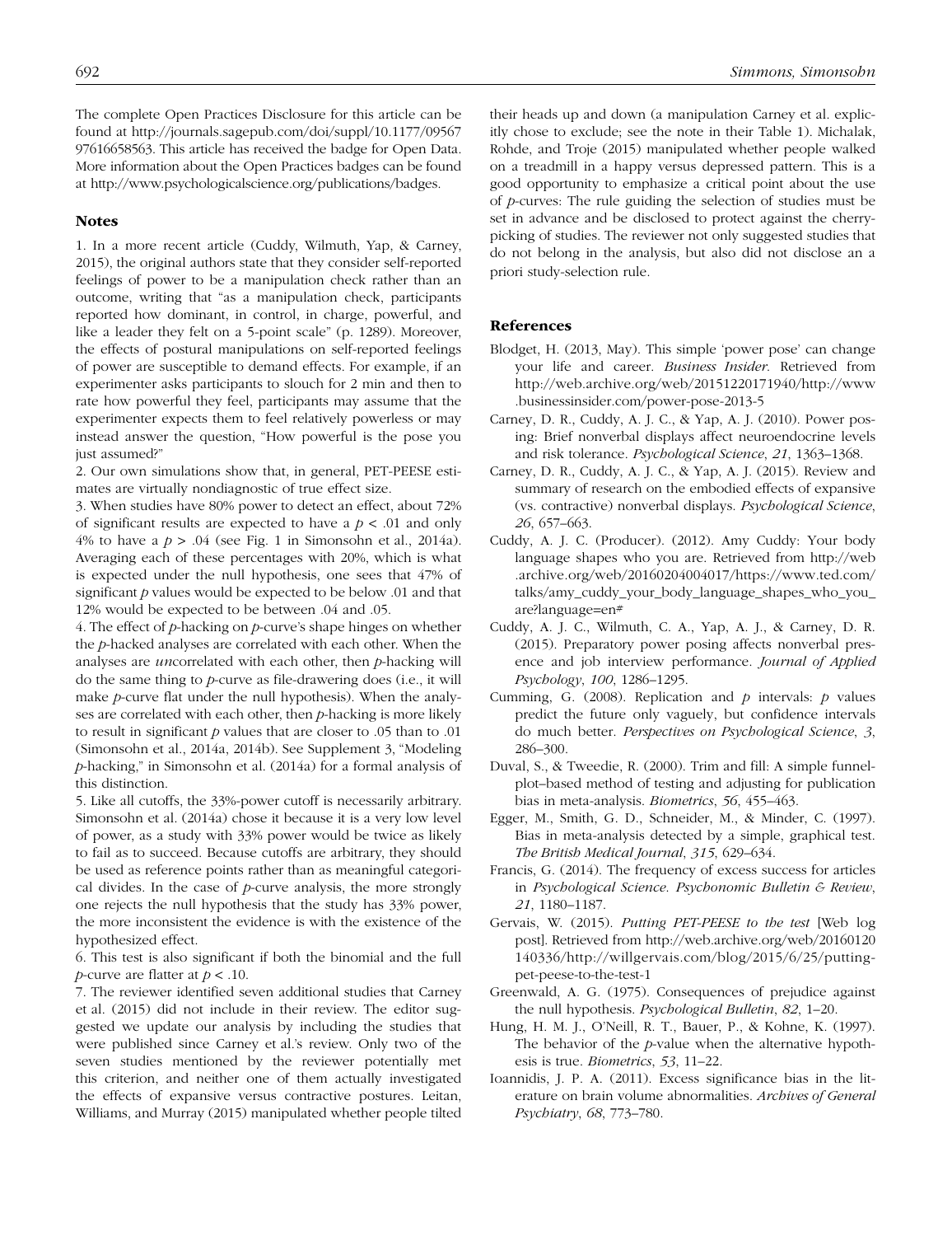The complete Open Practices Disclosure for this article can be found at http://journals.sagepub.com/doi/suppl/10.1177/0956797616658563. This article has received the badge for Open Data. More information about the Open Practices badges can be found at http://www.psychologicalscience.org/publications/badges.

## Notes

1. In a more recent article (Cuddy, Wilmuth, Yap, & Carney, 2015), the original authors state that they consider self-reported feelings of power to be a manipulation check rather than an outcome, writing that "as a manipulation check, participants reported how dominant, in control, in charge, powerful, and like a leader they felt on a 5-point scale" (p. 1289). Moreover, the effects of postural manipulations on self-reported feelings of power are susceptible to demand effects. For example, if an experimenter asks participants to slouch for 2 min and then to rate how powerful they feel, participants may assume that the experimenter expects them to feel relatively powerless or may instead answer the question, "How powerful is the pose you just assumed?"

2. Our own simulations show that, in general, PET-PEESE estimates are virtually nondiagnostic of true effect size.

3. When studies have 80% power to detect an effect, about 72% of significant results are expected to have a $p < .01$ and only 4% to have a $p > .04$ (see Fig. 1 in Simonsohn et al., 2014a). Averaging each of these percentages with 20%, which is what is expected under the null hypothesis, one sees that 47% of significant $p$ values would be expected to be below .01 and that 12% would be expected to be between .04 and .05.

4. The effect of $p$-hacking on $p$-curve's shape hinges on whether the $p$-hacked analyses are correlated with each other. When the analyses are *un*correlated with each other, then $p$-hacking will do the same thing to $p$-curve as file-drawering does (i.e., it will make $p$-curve flat under the null hypothesis). When the analyses are correlated with each other, then $p$-hacking is more likely to result in significant $p$ values that are closer to .05 than to .01 (Simonsohn et al., 2014a, 2014b). See Supplement 3, "Modeling $p$-hacking," in Simonsohn et al. (2014a) for a formal analysis of this distinction.

5. Like all cutoffs, the 33%-power cutoff is necessarily arbitrary. Simonsohn et al. (2014a) chose it because it is a very low level of power, as a study with 33% power would be twice as likely to fail as to succeed. Because cutoffs are arbitrary, they should be used as reference points rather than as meaningful categorical divides. In the case of $p$-curve analysis, the more strongly one rejects the null hypothesis that the study has 33% power, the more inconsistent the evidence is with the existence of the hypothesized effect.

6. This test is also significant if both the binomial and the full $p$-curve are flatter at $p < .10$.

7. The reviewer identified seven additional studies that Carney et al. (2015) did not include in their review. The editor suggested we update our analysis by including the studies that were published since Carney et al.'s review. Only two of the seven studies mentioned by the reviewer potentially met this criterion, and neither one of them actually investigated the effects of expansive versus contractive postures. Leitan, Williams, and Murray (2015) manipulated whether people tilted their heads up and down (a manipulation Carney et al. explicitly chose to exclude; see the note in their Table 1). Michalak, Rohde, and Troje (2015) manipulated whether people walked on a treadmill in a happy versus depressed pattern. This is a good opportunity to emphasize a critical point about the use of $p$-curves: The rule guiding the selection of studies must be set in advance and be disclosed to protect against the cherry-picking of studies. The reviewer not only suggested studies that do not belong in the analysis, but also did not disclose an a priori study-selection rule.

## References

Blodget, H. (2013, May). This simple 'power pose' can change your life and career. *Business Insider*. Retrieved from http://web.archive.org/web/20151220171940/http://www.businessinsider.com/power-pose-2013-5

Carney, D. R., Cuddy, A. J. C., & Yap, A. J. (2010). Power posing: Brief nonverbal displays affect neuroendocrine levels and risk tolerance. *Psychological Science*, *21*, 1363–1368.

Carney, D. R., Cuddy, A. J. C., & Yap, A. J. (2015). Review and summary of research on the embodied effects of expansive (vs. contractive) nonverbal displays. *Psychological Science*, *26*, 657–663.

Cuddy, A. J. C. (Producer). (2012). Amy Cuddy: Your body language shapes who you are. Retrieved from http://web.archive.org/web/20160204004017/https://www.ted.com/talks/amy_cuddy_your_body_language_shapes_who_you_are?language=en#

Cuddy, A. J. C., Wilmuth, C. A., Yap, A. J., & Carney, D. R. (2015). Preparatory power posing affects nonverbal presence and job interview performance. *Journal of Applied Psychology*, *100*, 1286–1295.

Cumming, G. (2008). Replication and $p$ intervals: $p$ values predict the future only vaguely, but confidence intervals do much better. *Perspectives on Psychological Science*, *3*, 286–300.

Duval, S., & Tweedie, R. (2000). Trim and fill: A simple funnel-plot–based method of testing and adjusting for publication bias in meta-analysis. *Biometrics*, *56*, 455–463.

Egger, M., Smith, G. D., Schneider, M., & Minder, C. (1997). Bias in meta-analysis detected by a simple, graphical test. *The British Medical Journal*, *315*, 629–634.

Francis, G. (2014). The frequency of excess success for articles in *Psychological Science*. *Psychonomic Bulletin & Review*, *21*, 1180–1187.

Gervais, W. (2015). *Putting PET-PEESE to the test* [Web log post]. Retrieved from http://web.archive.org/web/20160120140336/http://willgervais.com/blog/2015/6/25/putting-pet-peese-to-the-test-1

Greenwald, A. G. (1975). Consequences of prejudice against the null hypothesis. *Psychological Bulletin*, *82*, 1–20.

Hung, H. M. J., O'Neill, R. T., Bauer, P., & Kohne, K. (1997). The behavior of the $p$-value when the alternative hypothesis is true. *Biometrics*, *53*, 11–22.

Ioannidis, J. P. A. (2011). Excess significance bias in the literature on brain volume abnormalities. *Archives of General Psychiatry*, *68*, 773–780.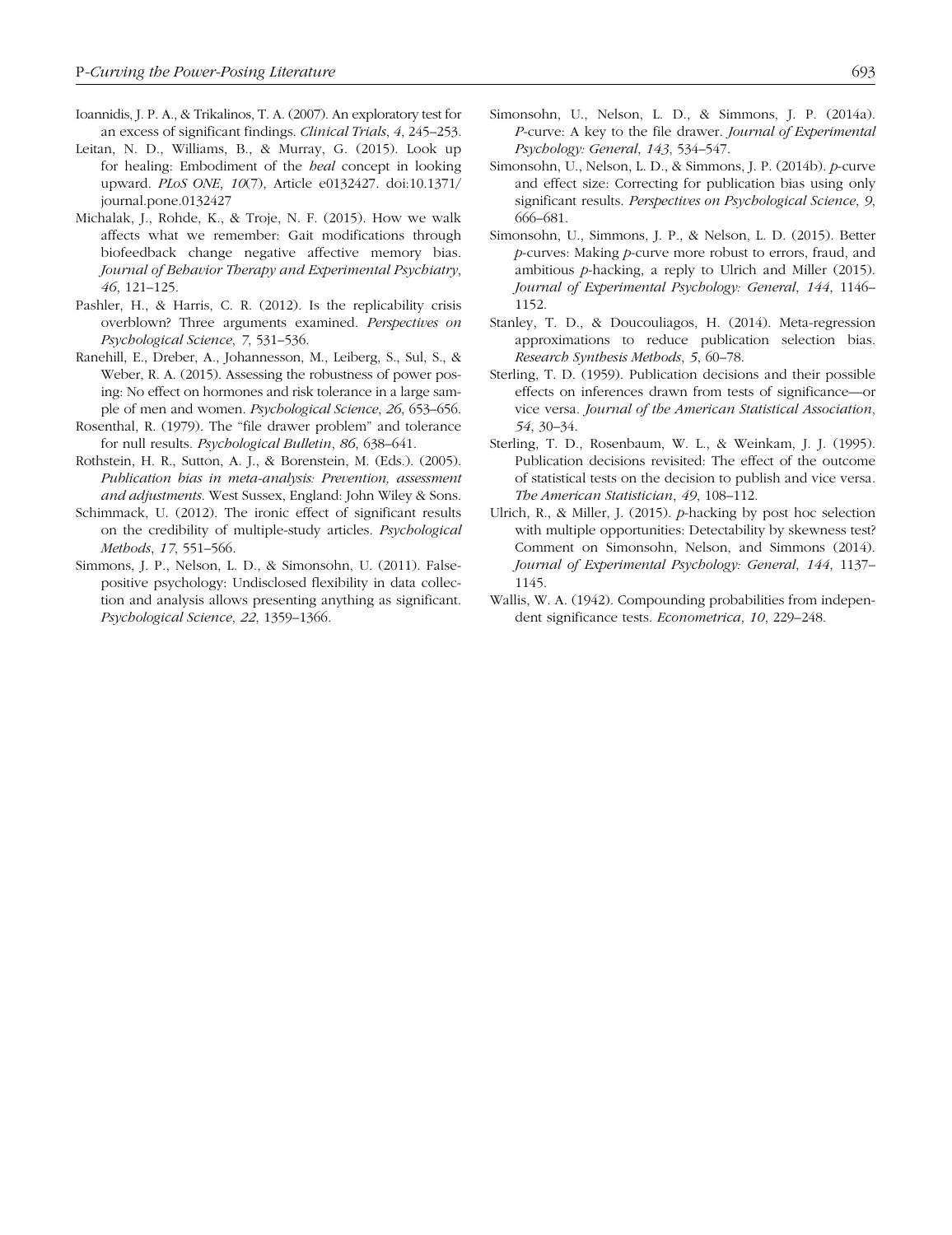Ioannidis, J. P. A., & Trikalinos, T. A. (2007). An exploratory test for an excess of significant findings. *Clinical Trials*, *4*, 245–253.

Leitan, N. D., Williams, B., & Murray, G. (2015). Look up for healing: Embodiment of the *heal* concept in looking upward. *PLoS ONE*, *10*(7), Article e0132427. doi:10.1371/journal.pone.0132427

Michalak, J., Rohde, K., & Troje, N. F. (2015). How we walk affects what we remember: Gait modifications through biofeedback change negative affective memory bias. *Journal of Behavior Therapy and Experimental Psychiatry*, *46*, 121–125.

Pashler, H., & Harris, C. R. (2012). Is the replicability crisis overblown? Three arguments examined. *Perspectives on Psychological Science*, *7*, 531–536.

Ranehill, E., Dreber, A., Johannesson, M., Leiberg, S., Sul, S., & Weber, R. A. (2015). Assessing the robustness of power posing: No effect on hormones and risk tolerance in a large sample of men and women. *Psychological Science*, *26*, 653–656.

Rosenthal, R. (1979). The "file drawer problem" and tolerance for null results. *Psychological Bulletin*, *86*, 638–641.

Rothstein, H. R., Sutton, A. J., & Borenstein, M. (Eds.). (2005). *Publication bias in meta-analysis: Prevention, assessment and adjustments*. West Sussex, England: John Wiley & Sons.

Schimmack, U. (2012). The ironic effect of significant results on the credibility of multiple-study articles. *Psychological Methods*, *17*, 551–566.

Simmons, J. P., Nelson, L. D., & Simonsohn, U. (2011). False-positive psychology: Undisclosed flexibility in data collection and analysis allows presenting anything as significant. *Psychological Science*, *22*, 1359–1366.

Simonsohn, U., Nelson, L. D., & Simmons, J. P. (2014a). *P*-curve: A key to the file drawer. *Journal of Experimental Psychology: General*, *143*, 534–547.

Simonsohn, U., Nelson, L. D., & Simmons, J. P. (2014b). *p*-curve and effect size: Correcting for publication bias using only significant results. *Perspectives on Psychological Science*, *9*, 666–681.

Simonsohn, U., Simmons, J. P., & Nelson, L. D. (2015). Better *p*-curves: Making *p*-curve more robust to errors, fraud, and ambitious *p*-hacking, a reply to Ulrich and Miller (2015). *Journal of Experimental Psychology: General*, *144*, 1146–1152.

Stanley, T. D., & Doucouliagos, H. (2014). Meta-regression approximations to reduce publication selection bias. *Research Synthesis Methods*, *5*, 60–78.

Sterling, T. D. (1959). Publication decisions and their possible effects on inferences drawn from tests of significance—or vice versa. *Journal of the American Statistical Association*, *54*, 30–34.

Sterling, T. D., Rosenbaum, W. L., & Weinkam, J. J. (1995). Publication decisions revisited: The effect of the outcome of statistical tests on the decision to publish and vice versa. *The American Statistician*, *49*, 108–112.

Ulrich, R., & Miller, J. (2015). *p*-hacking by post hoc selection with multiple opportunities: Detectability by skewness test? Comment on Simonsohn, Nelson, and Simmons (2014). *Journal of Experimental Psychology: General*, *144*, 1137–1145.

Wallis, W. A. (1942). Compounding probabilities from independent significance tests. *Econometrica*, *10*, 229–248.